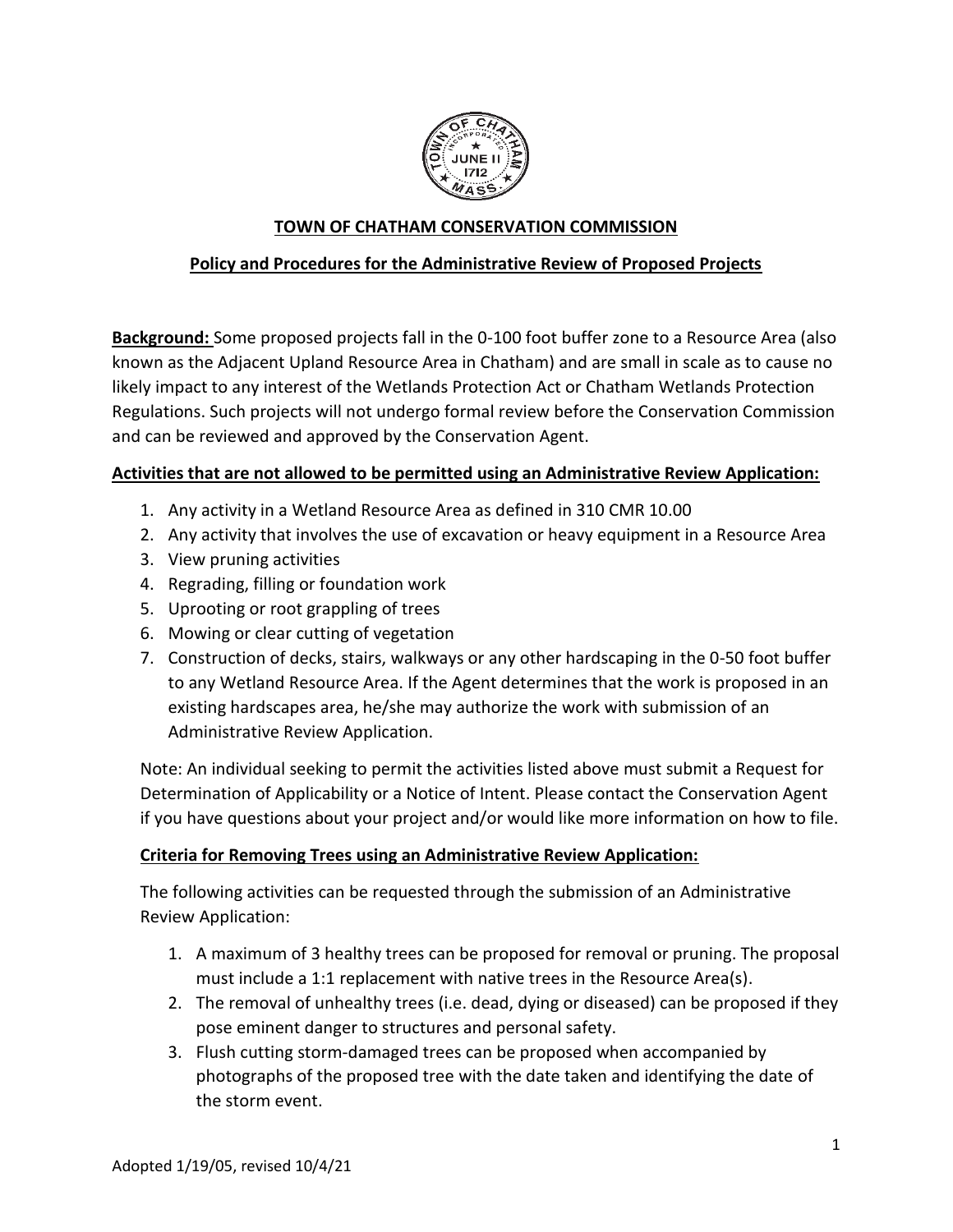# TOWN OF CHATHAM CONSERVATION COMMISSION

## Policy and Procedures for the Administrative Review of Proposed Projects

**Background:** Some proposed projects fall in the 0-100 foot buffer zone to a Resource Area (also known as the Adjacent Upland Resource Area in Chatham) and are small in scale as to cause no likely impact to any interest of the Wetlands Protection Act or Chatham Wetlands Protection Regulations. Such projects will not undergo formal review before the Conservation Commission and can be reviewed and approved by the Conservation Agent.

**Activities that are not allowed to be permitted using an Administrative Review Application:**

1. Any activity in a Wetland Resource Area as defined in 310 CMR 10.00
2. Any activity that involves the use of excavation or heavy equipment in a Resource Area
3. View pruning activities
4. Regrading, filling or foundation work
5. Uprooting or root grappling of trees
6. Mowing or clear cutting of vegetation
7. Construction of decks, stairs, walkways or any other hardscaping in the 0-50 foot buffer to any Wetland Resource Area. If the Agent determines that the work is proposed in an existing hardscapes area, he/she may authorize the work with submission of an Administrative Review Application.

Note: An individual seeking to permit the activities listed above must submit a Request for Determination of Applicability or a Notice of Intent. Please contact the Conservation Agent if you have questions about your project and/or would like more information on how to file.

**Criteria for Removing Trees using an Administrative Review Application:**

The following activities can be requested through the submission of an Administrative Review Application:

1. A maximum of 3 healthy trees can be proposed for removal or pruning. The proposal must include a 1:1 replacement with native trees in the Resource Area(s).
2. The removal of unhealthy trees (i.e. dead, dying or diseased) can be proposed if they pose eminent danger to structures and personal safety.
3. Flush cutting storm-damaged trees can be proposed when accompanied by photographs of the proposed tree with the date taken and identifying the date of the storm event.

Adopted 1/19/05, revised 10/4/21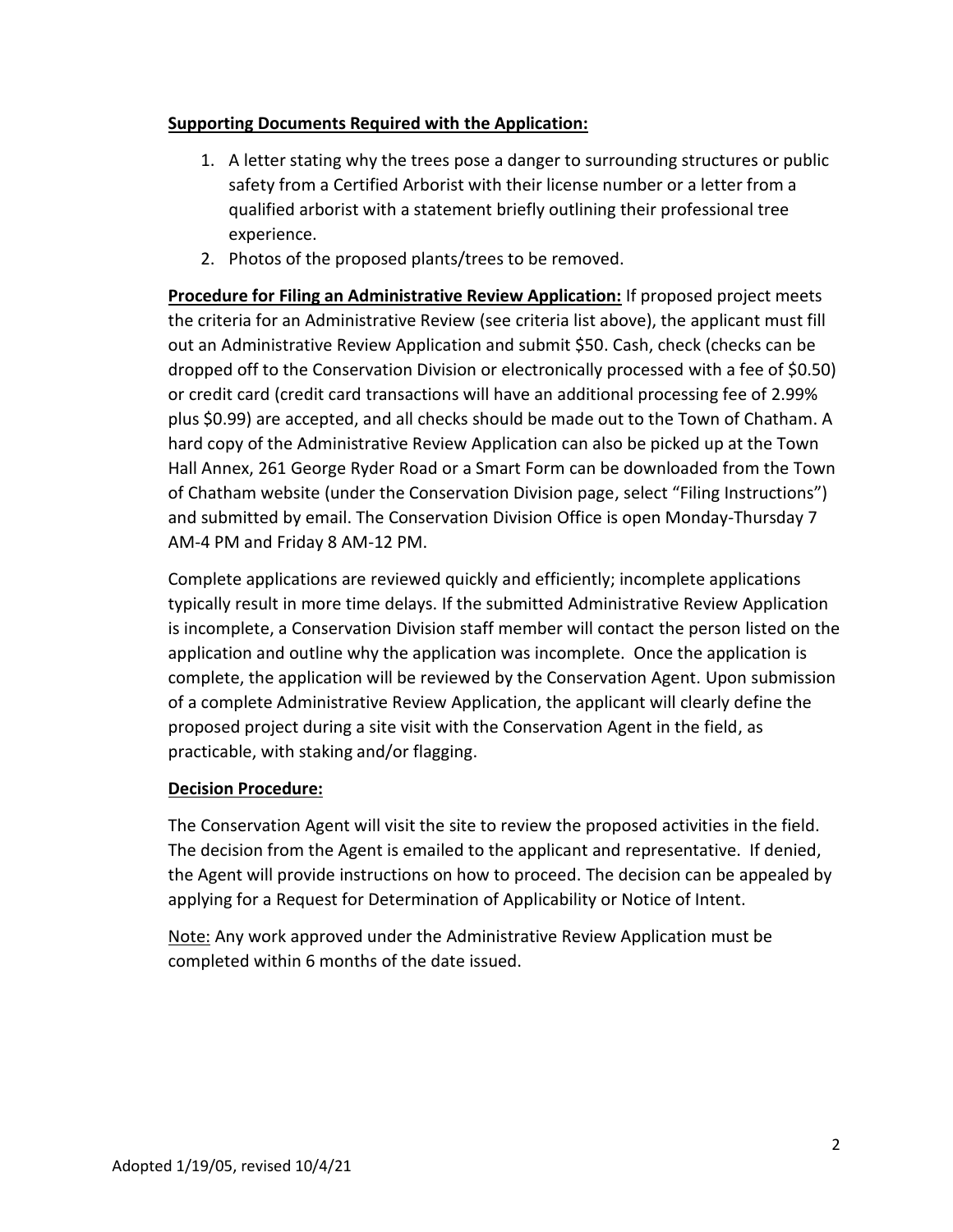**Supporting Documents Required with the Application:**

1. A letter stating why the trees pose a danger to surrounding structures or public safety from a Certified Arborist with their license number or a letter from a qualified arborist with a statement briefly outlining their professional tree experience.
2. Photos of the proposed plants/trees to be removed.

**Procedure for Filing an Administrative Review Application:** If proposed project meets the criteria for an Administrative Review (see criteria list above), the applicant must fill out an Administrative Review Application and submit $50. Cash, check (checks can be dropped off to the Conservation Division or electronically processed with a fee of $0.50) or credit card (credit card transactions will have an additional processing fee of 2.99% plus $0.99) are accepted, and all checks should be made out to the Town of Chatham. A hard copy of the Administrative Review Application can also be picked up at the Town Hall Annex, 261 George Ryder Road or a Smart Form can be downloaded from the Town of Chatham website (under the Conservation Division page, select "Filing Instructions") and submitted by email. The Conservation Division Office is open Monday-Thursday 7 AM-4 PM and Friday 8 AM-12 PM.

Complete applications are reviewed quickly and efficiently; incomplete applications typically result in more time delays. If the submitted Administrative Review Application is incomplete, a Conservation Division staff member will contact the person listed on the application and outline why the application was incomplete. Once the application is complete, the application will be reviewed by the Conservation Agent. Upon submission of a complete Administrative Review Application, the applicant will clearly define the proposed project during a site visit with the Conservation Agent in the field, as practicable, with staking and/or flagging.

**Decision Procedure:**

The Conservation Agent will visit the site to review the proposed activities in the field. The decision from the Agent is emailed to the applicant and representative. If denied, the Agent will provide instructions on how to proceed. The decision can be appealed by applying for a Request for Determination of Applicability or Notice of Intent.

Note: Any work approved under the Administrative Review Application must be completed within 6 months of the date issued.

Adopted 1/19/05, revised 10/4/21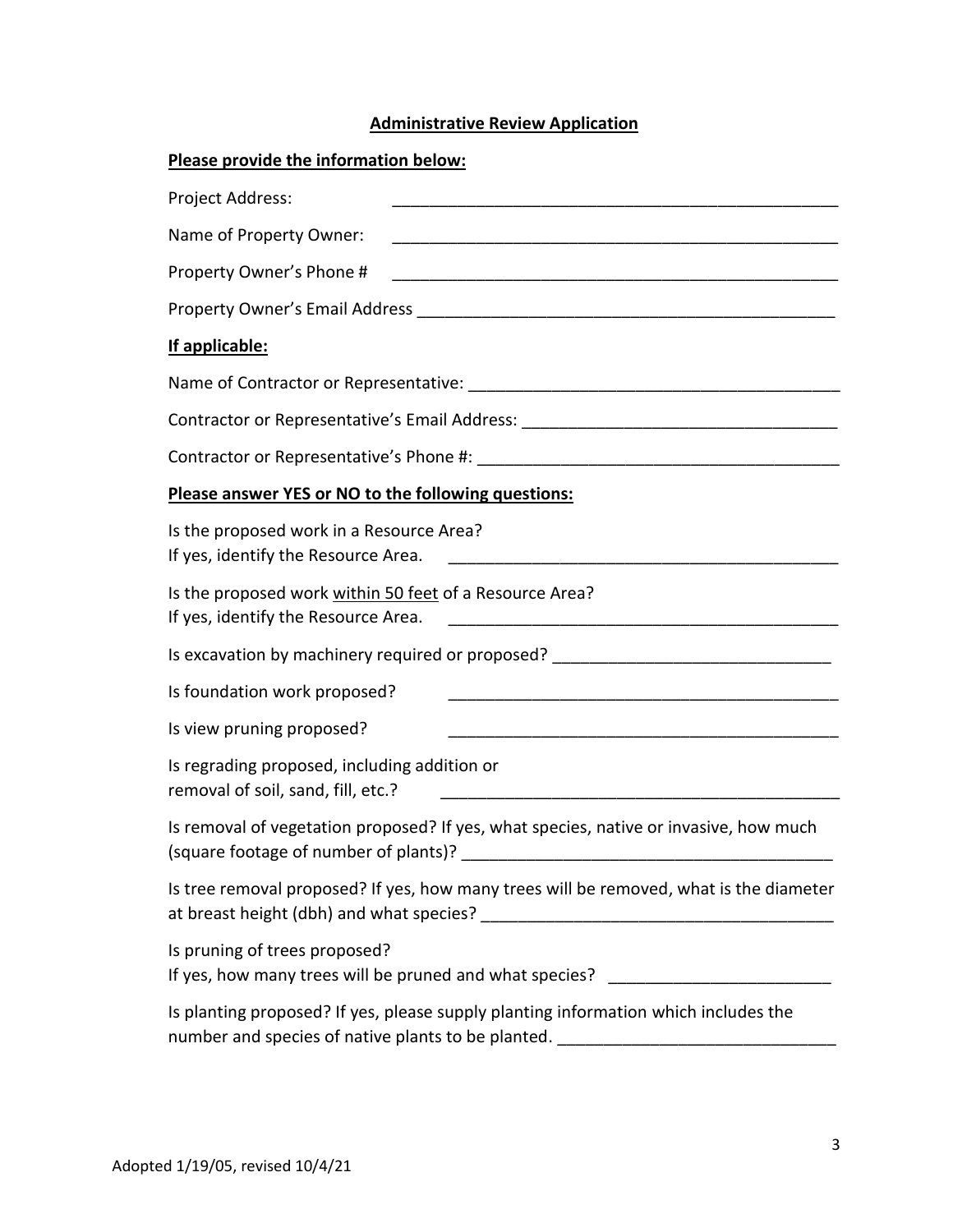# Administrative Review Application

**Please provide the information below:**

Project Address: ______________________________________________

Name of Property Owner: ______________________________________________

Property Owner's Phone # ______________________________________________

Property Owner's Email Address ______________________________________________

**If applicable:**

Name of Contractor or Representative: ______________________________________________

Contractor or Representative's Email Address: ______________________________________________

Contractor or Representative's Phone #: ______________________________________________

**Please answer YES or NO to the following questions:**

Is the proposed work in a Resource Area?
If yes, identify the Resource Area. ______________________________________________

Is the proposed work <u>within 50 feet</u> of a Resource Area?
If yes, identify the Resource Area. ______________________________________________

Is excavation by machinery required or proposed? ______________________________________________

Is foundation work proposed? ______________________________________________

Is view pruning proposed? ______________________________________________

Is regrading proposed, including addition or
removal of soil, sand, fill, etc.? ______________________________________________

Is removal of vegetation proposed? If yes, what species, native or invasive, how much (square footage of number of plants)? ______________________________________________

Is tree removal proposed? If yes, how many trees will be removed, what is the diameter at breast height (dbh) and what species? ______________________________________________

Is pruning of trees proposed?
If yes, how many trees will be pruned and what species? ______________________________________________

Is planting proposed? If yes, please supply planting information which includes the number and species of native plants to be planted. ______________________________________________

Adopted 1/19/05, revised 10/4/21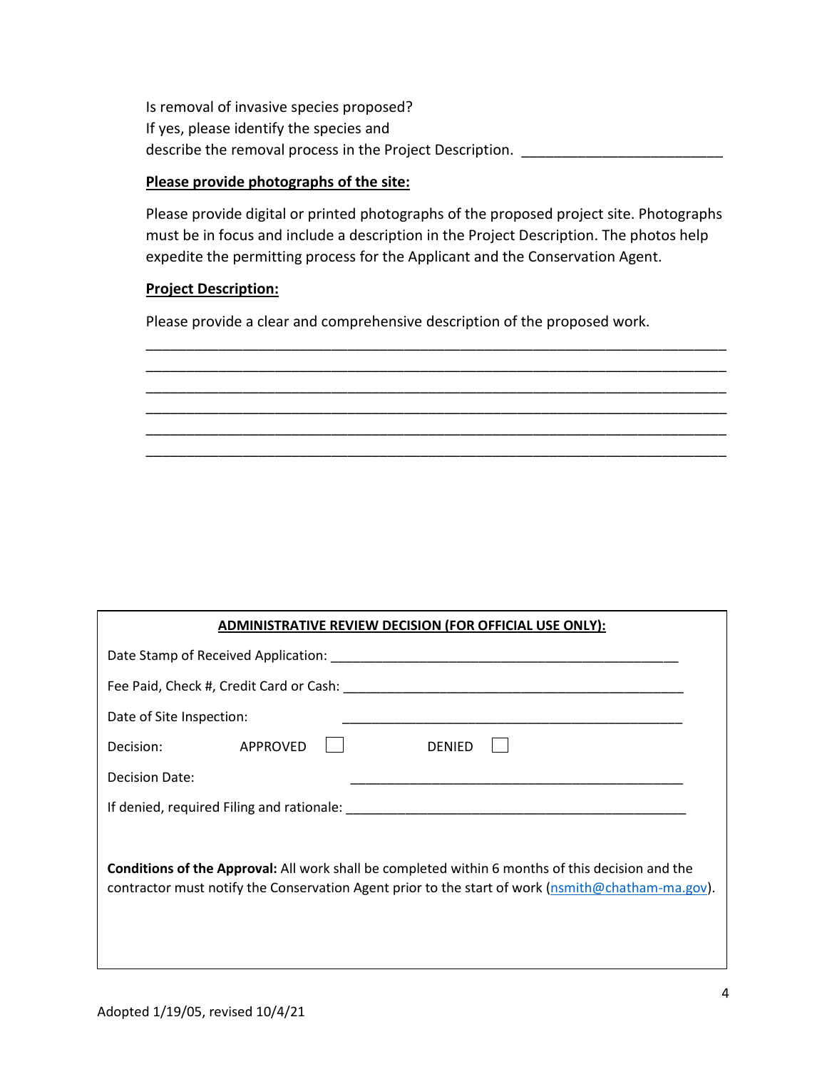Is removal of invasive species proposed?
If yes, please identify the species and
describe the removal process in the Project Description. ________________________

**<u>Please provide photographs of the site:</u>**

Please provide digital or printed photographs of the proposed project site. Photographs must be in focus and include a description in the Project Description. The photos help expedite the permitting process for the Applicant and the Conservation Agent.

**<u>Project Description:</u>**

Please provide a clear and comprehensive description of the proposed work.

______________________________________________________________________
______________________________________________________________________
______________________________________________________________________
______________________________________________________________________
______________________________________________________________________
______________________________________________________________________

**<u>ADMINISTRATIVE REVIEW DECISION (FOR OFFICIAL USE ONLY):</u>**

Date Stamp of Received Application: ____________________________________________

Fee Paid, Check #, Credit Card or Cash: __________________________________________

Date of Site Inspection: ___________________________________________

Decision: APPROVED ☐ DENIED ☐

Decision Date: ___________________________________________

If denied, required Filing and rationale: __________________________________________

**Conditions of the Approval:** All work shall be completed within 6 months of this decision and the contractor must notify the Conservation Agent prior to the start of work (nsmith@chatham-ma.gov).

Adopted 1/19/05, revised 10/4/21